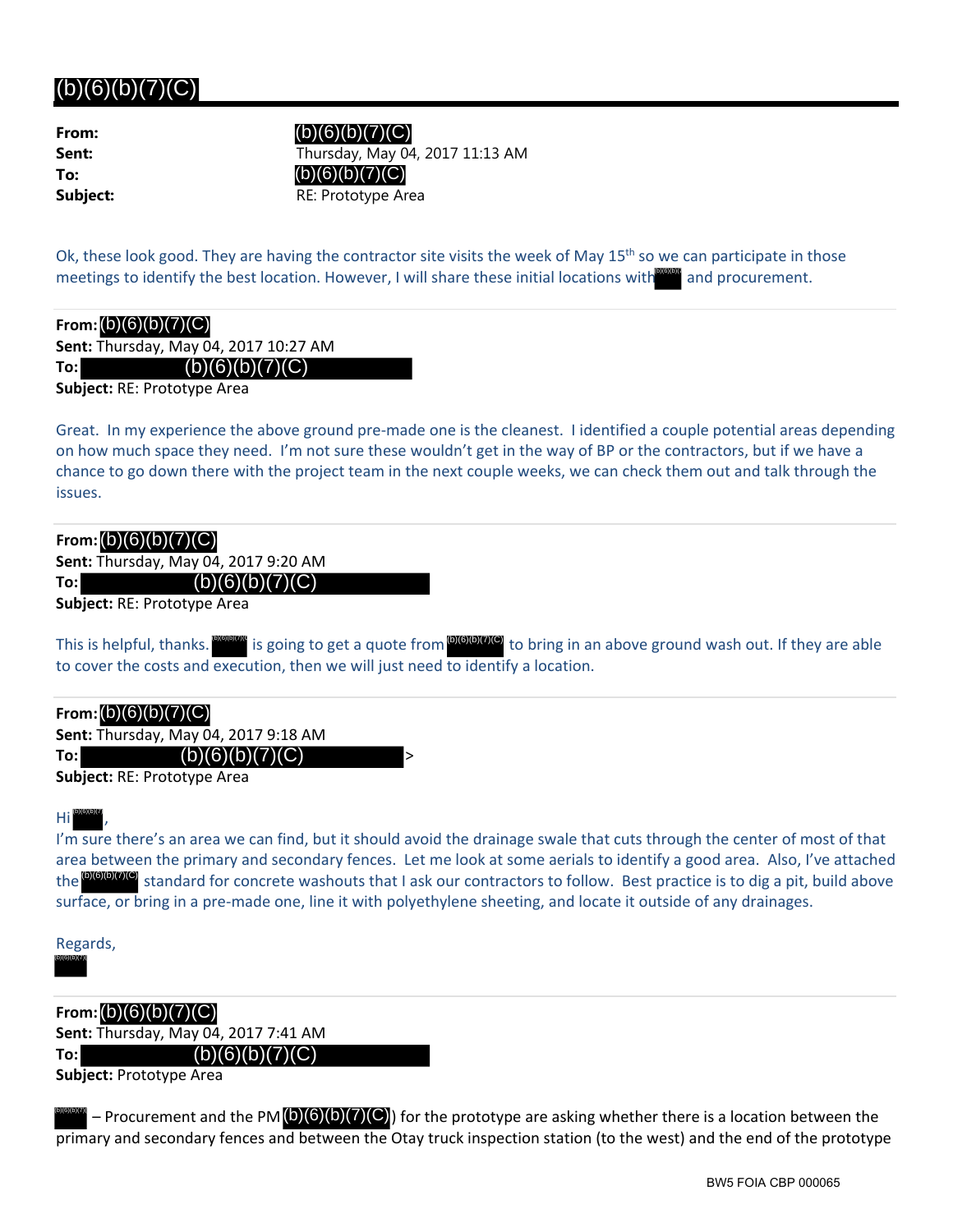# (b)(6)(b)(7)(C)

**From:** (b)(6)(b)(7)(C)
**Sent:** Thursday, May 04, 2017 11:13 AM
**To:** (b)(6)(b)(7)(C)
**Subject:** RE: Prototype Area

Ok, these look good. They are having the contractor site visits the week of May 15th so we can participate in those meetings to identify the best location. However, I will share these initial locations with (b)(6)(b)(7)(C) and procurement.

**From:** (b)(6)(b)(7)(C)
**Sent:** Thursday, May 04, 2017 10:27 AM
**To:** (b)(6)(b)(7)(C)
**Subject:** RE: Prototype Area

Great. In my experience the above ground pre-made one is the cleanest. I identified a couple potential areas depending on how much space they need. I'm not sure these wouldn't get in the way of BP or the contractors, but if we have a chance to go down there with the project team in the next couple weeks, we can check them out and talk through the issues.

**From:** (b)(6)(b)(7)(C)
**Sent:** Thursday, May 04, 2017 9:20 AM
**To:** (b)(6)(b)(7)(C)
**Subject:** RE: Prototype Area

This is helpful, thanks. (b)(6)(b)(7)(C) is going to get a quote from (b)(6)(b)(7)(C) to bring in an above ground wash out. If they are able to cover the costs and execution, then we will just need to identify a location.

**From:** (b)(6)(b)(7)(C)
**Sent:** Thursday, May 04, 2017 9:18 AM
**To:** (b)(6)(b)(7)(C) >
**Subject:** RE: Prototype Area

Hi (b)(6)(b)(7)(C),

I'm sure there's an area we can find, but it should avoid the drainage swale that cuts through the center of most of that area between the primary and secondary fences. Let me look at some aerials to identify a good area. Also, I've attached the (b)(6)(b)(7)(C) standard for concrete washouts that I ask our contractors to follow. Best practice is to dig a pit, build above surface, or bring in a pre-made one, line it with polyethylene sheeting, and locate it outside of any drainages.

Regards,
(b)(6)(b)(7)(C)

**From:** (b)(6)(b)(7)(C)
**Sent:** Thursday, May 04, 2017 7:41 AM
**To:** (b)(6)(b)(7)(C)
**Subject:** Prototype Area

(b)(6)(b)(7)(C) – Procurement and the PM (b)(6)(b)(7)(C)) for the prototype are asking whether there is a location between the primary and secondary fences and between the Otay truck inspection station (to the west) and the end of the prototype

BW5 FOIA CBP 000065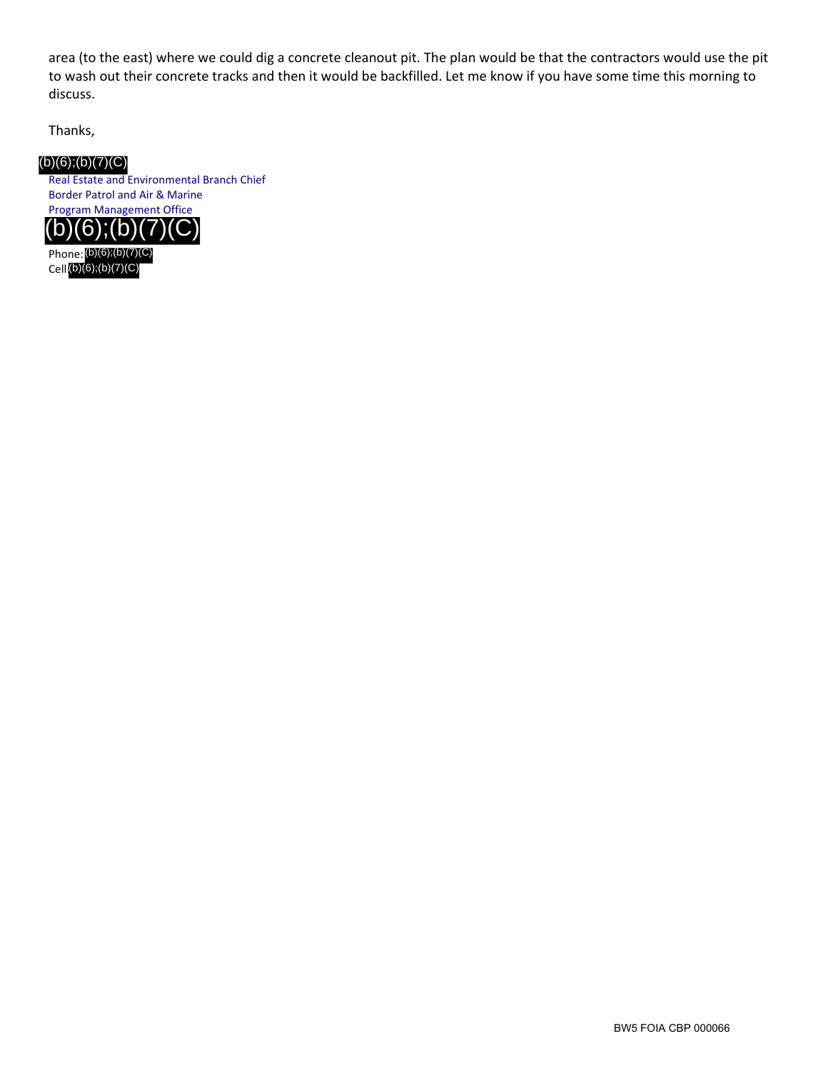area (to the east) where we could dig a concrete cleanout pit. The plan would be that the contractors would use the pit to wash out their concrete tracks and then it would be backfilled. Let me know if you have some time this morning to discuss.

Thanks,

(b)(6);(b)(7)(C)

Real Estate and Environmental Branch Chief
Border Patrol and Air & Marine
Program Management Office
(b)(6);(b)(7)(C)
Phone: (b)(6);(b)(7)(C)
Cell: (b)(6);(b)(7)(C)

BW5 FOIA CBP 000066